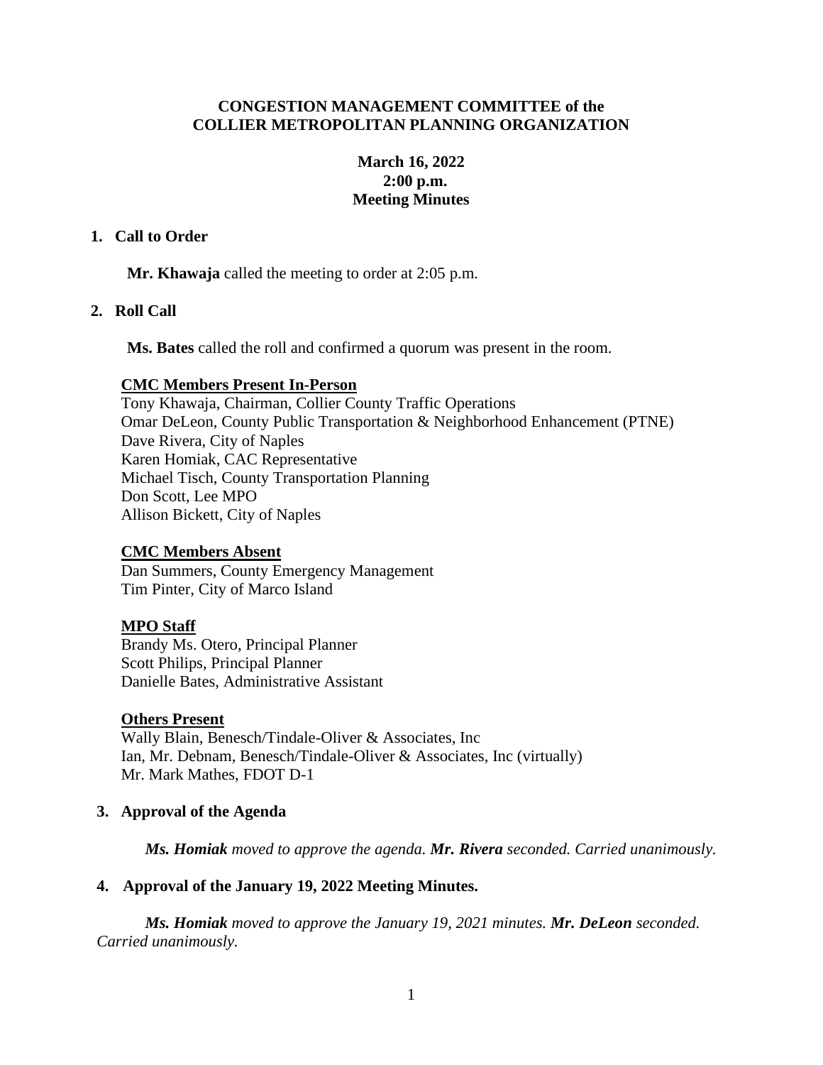**CONGESTION MANAGEMENT COMMITTEE of the**
**COLLIER METROPOLITAN PLANNING ORGANIZATION**

**March 16, 2022**
**2:00 p.m.**
**Meeting Minutes**

## 1. Call to Order

**Mr. Khawaja** called the meeting to order at 2:05 p.m.

## 2. Roll Call

**Ms. Bates** called the roll and confirmed a quorum was present in the room.

**CMC Members Present In-Person**
Tony Khawaja, Chairman, Collier County Traffic Operations
Omar DeLeon, County Public Transportation & Neighborhood Enhancement (PTNE)
Dave Rivera, City of Naples
Karen Homiak, CAC Representative
Michael Tisch, County Transportation Planning
Don Scott, Lee MPO
Allison Bickett, City of Naples

**CMC Members Absent**
Dan Summers, County Emergency Management
Tim Pinter, City of Marco Island

**MPO Staff**
Brandy Ms. Otero, Principal Planner
Scott Philips, Principal Planner
Danielle Bates, Administrative Assistant

**Others Present**
Wally Blain, Benesch/Tindale-Oliver & Associates, Inc
Ian, Mr. Debnam, Benesch/Tindale-Oliver & Associates, Inc (virtually)
Mr. Mark Mathes, FDOT D-1

## 3. Approval of the Agenda

*Ms. Homiak moved to approve the agenda. Mr. Rivera seconded. Carried unanimously.*

## 4. Approval of the January 19, 2022 Meeting Minutes.

*Ms. Homiak moved to approve the January 19, 2021 minutes. Mr. DeLeon seconded. Carried unanimously.*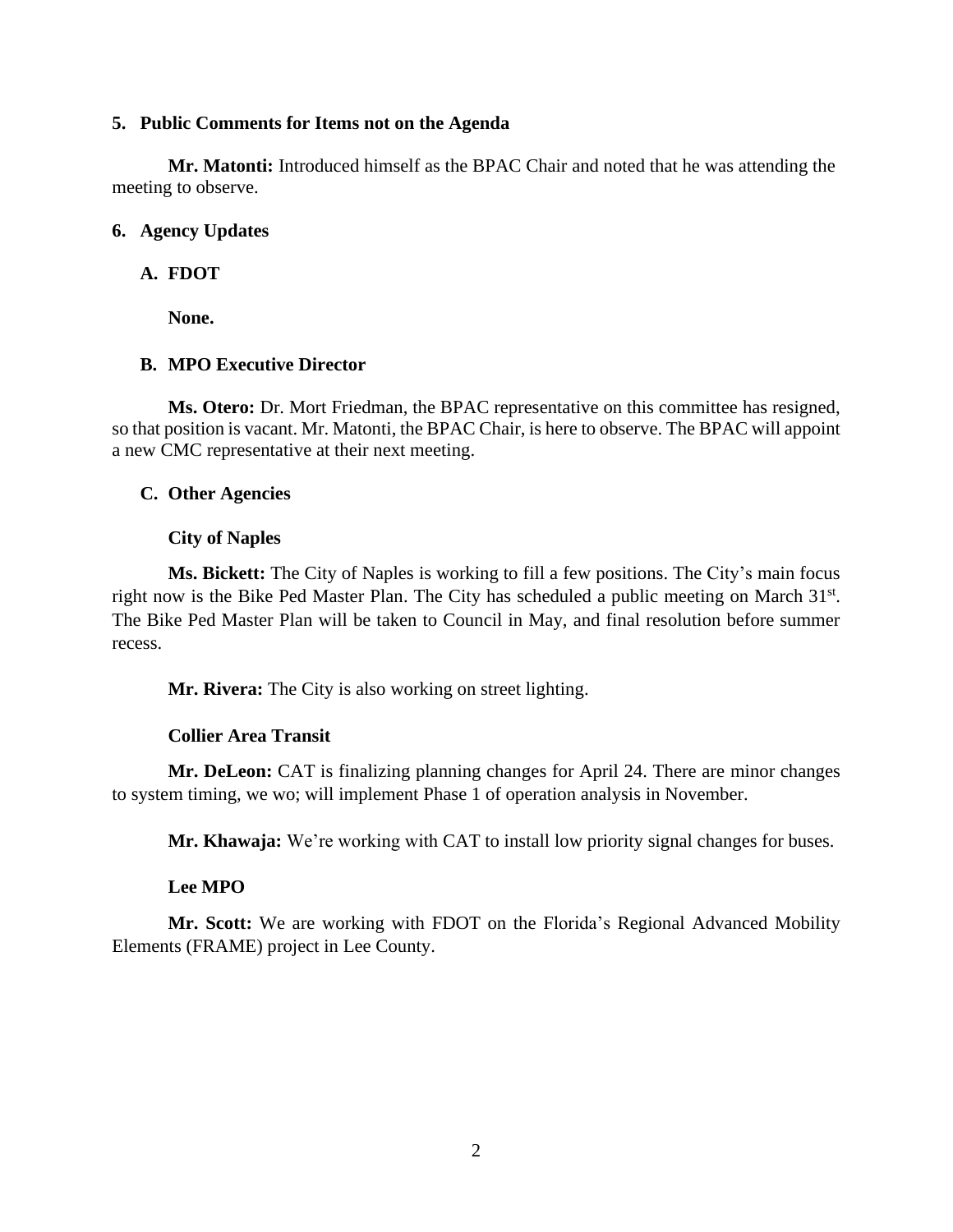**5. Public Comments for Items not on the Agenda**

**Mr. Matonti:** Introduced himself as the BPAC Chair and noted that he was attending the meeting to observe.

**6. Agency Updates**

**A. FDOT**

**None.**

**B. MPO Executive Director**

**Ms. Otero:** Dr. Mort Friedman, the BPAC representative on this committee has resigned, so that position is vacant. Mr. Matonti, the BPAC Chair, is here to observe. The BPAC will appoint a new CMC representative at their next meeting.

**C. Other Agencies**

**City of Naples**

**Ms. Bickett:** The City of Naples is working to fill a few positions. The City's main focus right now is the Bike Ped Master Plan. The City has scheduled a public meeting on March 31st. The Bike Ped Master Plan will be taken to Council in May, and final resolution before summer recess.

**Mr. Rivera:** The City is also working on street lighting.

**Collier Area Transit**

**Mr. DeLeon:** CAT is finalizing planning changes for April 24. There are minor changes to system timing, we wo; will implement Phase 1 of operation analysis in November.

**Mr. Khawaja:** We're working with CAT to install low priority signal changes for buses.

**Lee MPO**

**Mr. Scott:** We are working with FDOT on the Florida's Regional Advanced Mobility Elements (FRAME) project in Lee County.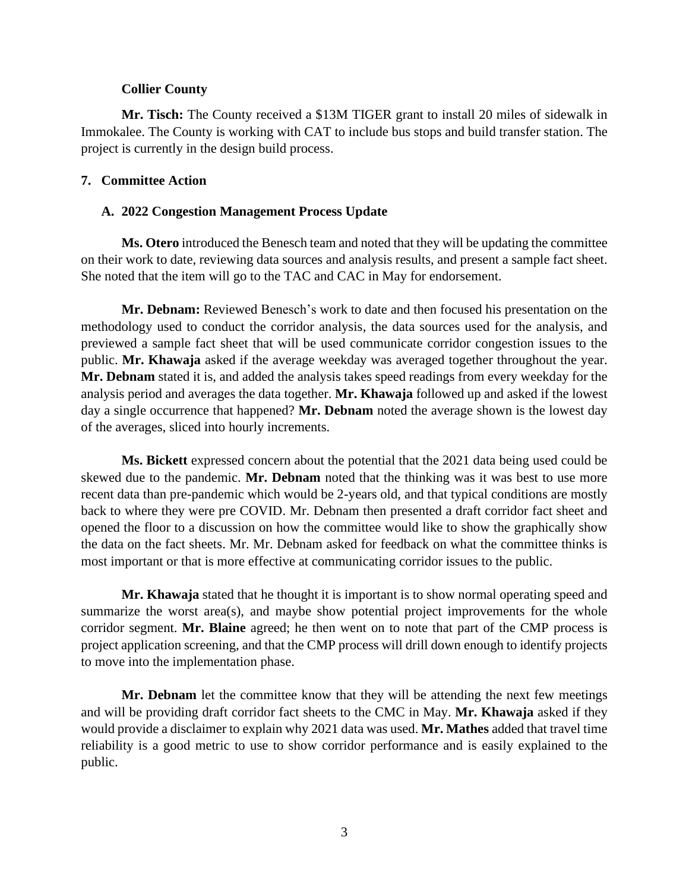**Collier County**

**Mr. Tisch:** The County received a $13M TIGER grant to install 20 miles of sidewalk in Immokalee. The County is working with CAT to include bus stops and build transfer station. The project is currently in the design build process.

**7. Committee Action**

**A. 2022 Congestion Management Process Update**

**Ms. Otero** introduced the Benesch team and noted that they will be updating the committee on their work to date, reviewing data sources and analysis results, and present a sample fact sheet. She noted that the item will go to the TAC and CAC in May for endorsement.

**Mr. Debnam:** Reviewed Benesch's work to date and then focused his presentation on the methodology used to conduct the corridor analysis, the data sources used for the analysis, and previewed a sample fact sheet that will be used communicate corridor congestion issues to the public. **Mr. Khawaja** asked if the average weekday was averaged together throughout the year. **Mr. Debnam** stated it is, and added the analysis takes speed readings from every weekday for the analysis period and averages the data together. **Mr. Khawaja** followed up and asked if the lowest day a single occurrence that happened? **Mr. Debnam** noted the average shown is the lowest day of the averages, sliced into hourly increments.

**Ms. Bickett** expressed concern about the potential that the 2021 data being used could be skewed due to the pandemic. **Mr. Debnam** noted that the thinking was it was best to use more recent data than pre-pandemic which would be 2-years old, and that typical conditions are mostly back to where they were pre COVID. Mr. Debnam then presented a draft corridor fact sheet and opened the floor to a discussion on how the committee would like to show the graphically show the data on the fact sheets. Mr. Mr. Debnam asked for feedback on what the committee thinks is most important or that is more effective at communicating corridor issues to the public.

**Mr. Khawaja** stated that he thought it is important is to show normal operating speed and summarize the worst area(s), and maybe show potential project improvements for the whole corridor segment. **Mr. Blaine** agreed; he then went on to note that part of the CMP process is project application screening, and that the CMP process will drill down enough to identify projects to move into the implementation phase.

**Mr. Debnam** let the committee know that they will be attending the next few meetings and will be providing draft corridor fact sheets to the CMC in May. **Mr. Khawaja** asked if they would provide a disclaimer to explain why 2021 data was used. **Mr. Mathes** added that travel time reliability is a good metric to use to show corridor performance and is easily explained to the public.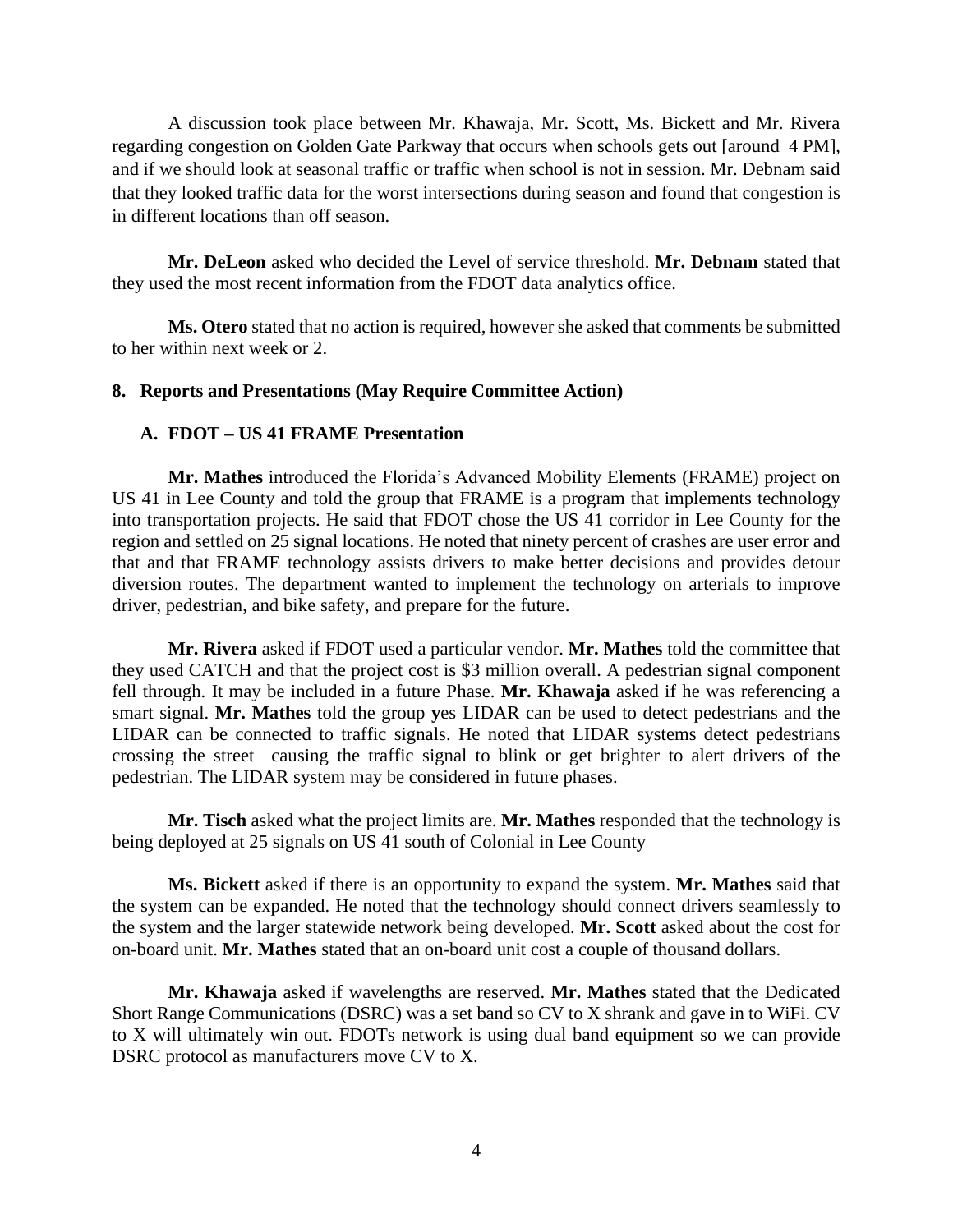A discussion took place between Mr. Khawaja, Mr. Scott, Ms. Bickett and Mr. Rivera regarding congestion on Golden Gate Parkway that occurs when schools gets out [around 4 PM], and if we should look at seasonal traffic or traffic when school is not in session. Mr. Debnam said that they looked traffic data for the worst intersections during season and found that congestion is in different locations than off season.

**Mr. DeLeon** asked who decided the Level of service threshold. **Mr. Debnam** stated that they used the most recent information from the FDOT data analytics office.

**Ms. Otero** stated that no action is required, however she asked that comments be submitted to her within next week or 2.

### 8. Reports and Presentations (May Require Committee Action)

#### A. FDOT – US 41 FRAME Presentation

**Mr. Mathes** introduced the Florida's Advanced Mobility Elements (FRAME) project on US 41 in Lee County and told the group that FRAME is a program that implements technology into transportation projects. He said that FDOT chose the US 41 corridor in Lee County for the region and settled on 25 signal locations. He noted that ninety percent of crashes are user error and that and that FRAME technology assists drivers to make better decisions and provides detour diversion routes. The department wanted to implement the technology on arterials to improve driver, pedestrian, and bike safety, and prepare for the future.

**Mr. Rivera** asked if FDOT used a particular vendor. **Mr. Mathes** told the committee that they used CATCH and that the project cost is $3 million overall. A pedestrian signal component fell through. It may be included in a future Phase. **Mr. Khawaja** asked if he was referencing a smart signal. **Mr. Mathes** told the group **y**es LIDAR can be used to detect pedestrians and the LIDAR can be connected to traffic signals. He noted that LIDAR systems detect pedestrians crossing the street causing the traffic signal to blink or get brighter to alert drivers of the pedestrian. The LIDAR system may be considered in future phases.

**Mr. Tisch** asked what the project limits are. **Mr. Mathes** responded that the technology is being deployed at 25 signals on US 41 south of Colonial in Lee County

**Ms. Bickett** asked if there is an opportunity to expand the system. **Mr. Mathes** said that the system can be expanded. He noted that the technology should connect drivers seamlessly to the system and the larger statewide network being developed. **Mr. Scott** asked about the cost for on-board unit. **Mr. Mathes** stated that an on-board unit cost a couple of thousand dollars.

**Mr. Khawaja** asked if wavelengths are reserved. **Mr. Mathes** stated that the Dedicated Short Range Communications (DSRC) was a set band so CV to X shrank and gave in to WiFi. CV to X will ultimately win out. FDOTs network is using dual band equipment so we can provide DSRC protocol as manufacturers move CV to X.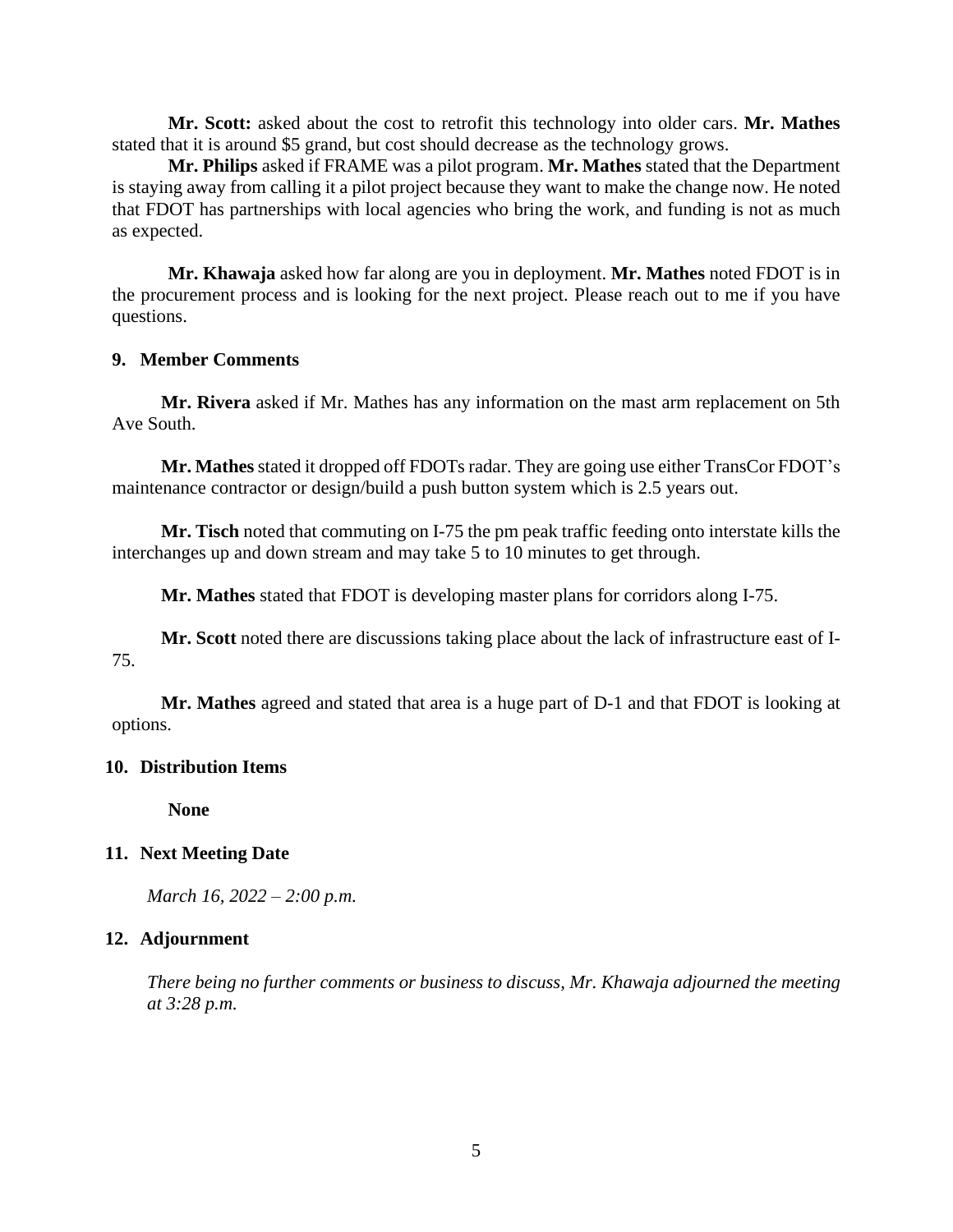**Mr. Scott:** asked about the cost to retrofit this technology into older cars. **Mr. Mathes** stated that it is around $5 grand, but cost should decrease as the technology grows.

**Mr. Philips** asked if FRAME was a pilot program. **Mr. Mathes** stated that the Department is staying away from calling it a pilot project because they want to make the change now. He noted that FDOT has partnerships with local agencies who bring the work, and funding is not as much as expected.

**Mr. Khawaja** asked how far along are you in deployment. **Mr. Mathes** noted FDOT is in the procurement process and is looking for the next project. Please reach out to me if you have questions.

### 9. Member Comments

**Mr. Rivera** asked if Mr. Mathes has any information on the mast arm replacement on 5th Ave South.

**Mr. Mathes** stated it dropped off FDOTs radar. They are going use either TransCor FDOT's maintenance contractor or design/build a push button system which is 2.5 years out.

**Mr. Tisch** noted that commuting on I-75 the pm peak traffic feeding onto interstate kills the interchanges up and down stream and may take 5 to 10 minutes to get through.

**Mr. Mathes** stated that FDOT is developing master plans for corridors along I-75.

**Mr. Scott** noted there are discussions taking place about the lack of infrastructure east of I-75.

**Mr. Mathes** agreed and stated that area is a huge part of D-1 and that FDOT is looking at options.

### 10. Distribution Items

**None**

### 11. Next Meeting Date

*March 16, 2022 – 2:00 p.m.*

### 12. Adjournment

*There being no further comments or business to discuss, Mr. Khawaja adjourned the meeting at 3:28 p.m.*